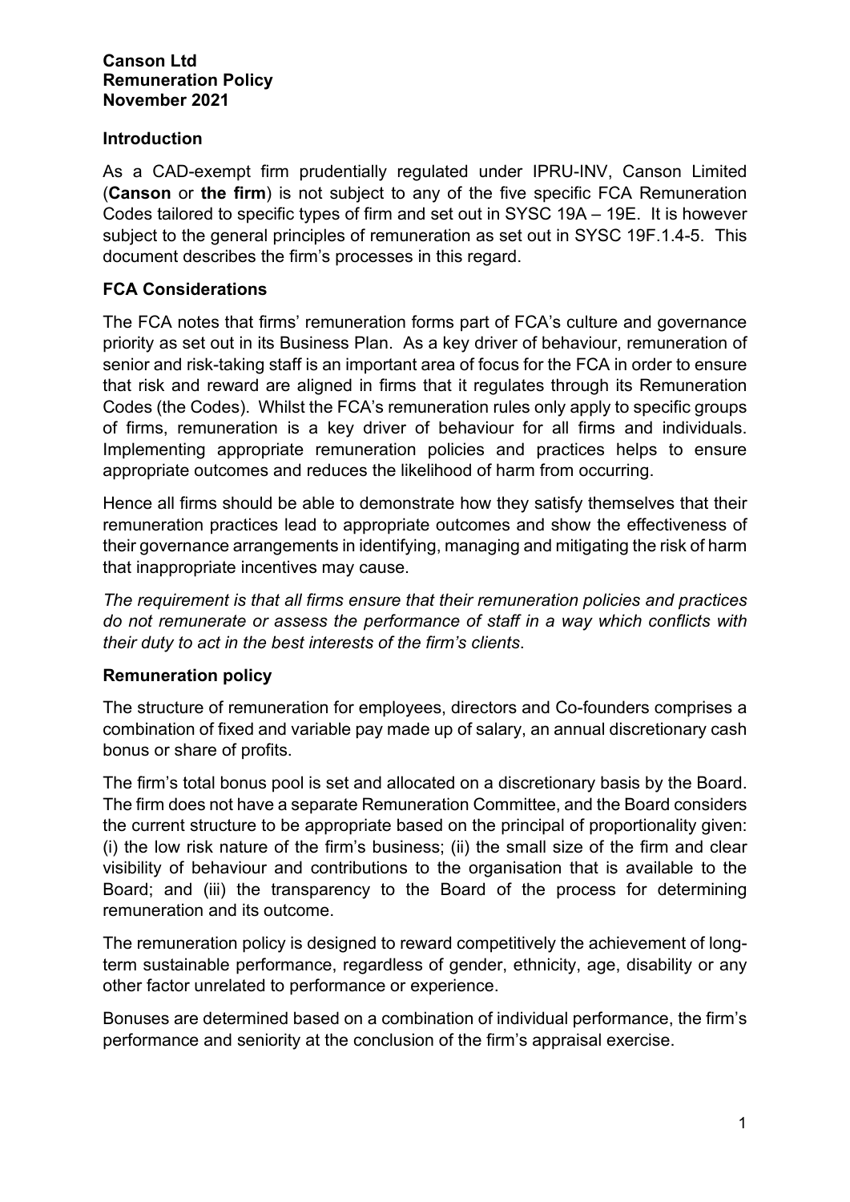**Canson Ltd**
**Remuneration Policy**
**November 2021**

## Introduction

As a CAD-exempt firm prudentially regulated under IPRU-INV, Canson Limited (**Canson** or **the firm**) is not subject to any of the five specific FCA Remuneration Codes tailored to specific types of firm and set out in SYSC 19A – 19E. It is however subject to the general principles of remuneration as set out in SYSC 19F.1.4-5. This document describes the firm's processes in this regard.

## FCA Considerations

The FCA notes that firms' remuneration forms part of FCA's culture and governance priority as set out in its Business Plan. As a key driver of behaviour, remuneration of senior and risk-taking staff is an important area of focus for the FCA in order to ensure that risk and reward are aligned in firms that it regulates through its Remuneration Codes (the Codes). Whilst the FCA's remuneration rules only apply to specific groups of firms, remuneration is a key driver of behaviour for all firms and individuals. Implementing appropriate remuneration policies and practices helps to ensure appropriate outcomes and reduces the likelihood of harm from occurring.

Hence all firms should be able to demonstrate how they satisfy themselves that their remuneration practices lead to appropriate outcomes and show the effectiveness of their governance arrangements in identifying, managing and mitigating the risk of harm that inappropriate incentives may cause.

*The requirement is that all firms ensure that their remuneration policies and practices do not remunerate or assess the performance of staff in a way which conflicts with their duty to act in the best interests of the firm's clients*.

## Remuneration policy

The structure of remuneration for employees, directors and Co-founders comprises a combination of fixed and variable pay made up of salary, an annual discretionary cash bonus or share of profits.

The firm's total bonus pool is set and allocated on a discretionary basis by the Board. The firm does not have a separate Remuneration Committee, and the Board considers the current structure to be appropriate based on the principal of proportionality given: (i) the low risk nature of the firm's business; (ii) the small size of the firm and clear visibility of behaviour and contributions to the organisation that is available to the Board; and (iii) the transparency to the Board of the process for determining remuneration and its outcome.

The remuneration policy is designed to reward competitively the achievement of long-term sustainable performance, regardless of gender, ethnicity, age, disability or any other factor unrelated to performance or experience.

Bonuses are determined based on a combination of individual performance, the firm's performance and seniority at the conclusion of the firm's appraisal exercise.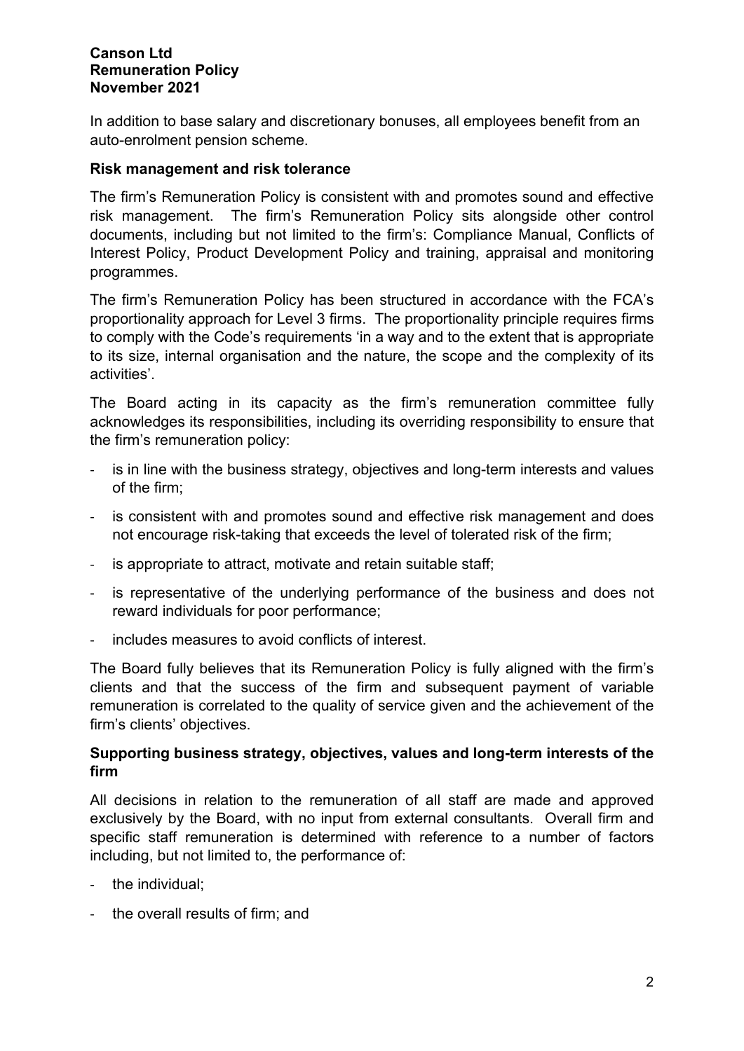In addition to base salary and discretionary bonuses, all employees benefit from an auto-enrolment pension scheme.

**Risk management and risk tolerance**

The firm's Remuneration Policy is consistent with and promotes sound and effective risk management. The firm's Remuneration Policy sits alongside other control documents, including but not limited to the firm's: Compliance Manual, Conflicts of Interest Policy, Product Development Policy and training, appraisal and monitoring programmes.

The firm's Remuneration Policy has been structured in accordance with the FCA's proportionality approach for Level 3 firms. The proportionality principle requires firms to comply with the Code's requirements 'in a way and to the extent that is appropriate to its size, internal organisation and the nature, the scope and the complexity of its activities'.

The Board acting in its capacity as the firm's remuneration committee fully acknowledges its responsibilities, including its overriding responsibility to ensure that the firm's remuneration policy:

- is in line with the business strategy, objectives and long-term interests and values of the firm;
- is consistent with and promotes sound and effective risk management and does not encourage risk-taking that exceeds the level of tolerated risk of the firm;
- is appropriate to attract, motivate and retain suitable staff;
- is representative of the underlying performance of the business and does not reward individuals for poor performance;
- includes measures to avoid conflicts of interest.

The Board fully believes that its Remuneration Policy is fully aligned with the firm's clients and that the success of the firm and subsequent payment of variable remuneration is correlated to the quality of service given and the achievement of the firm's clients' objectives.

**Supporting business strategy, objectives, values and long-term interests of the firm**

All decisions in relation to the remuneration of all staff are made and approved exclusively by the Board, with no input from external consultants. Overall firm and specific staff remuneration is determined with reference to a number of factors including, but not limited to, the performance of:

- the individual;
- the overall results of firm; and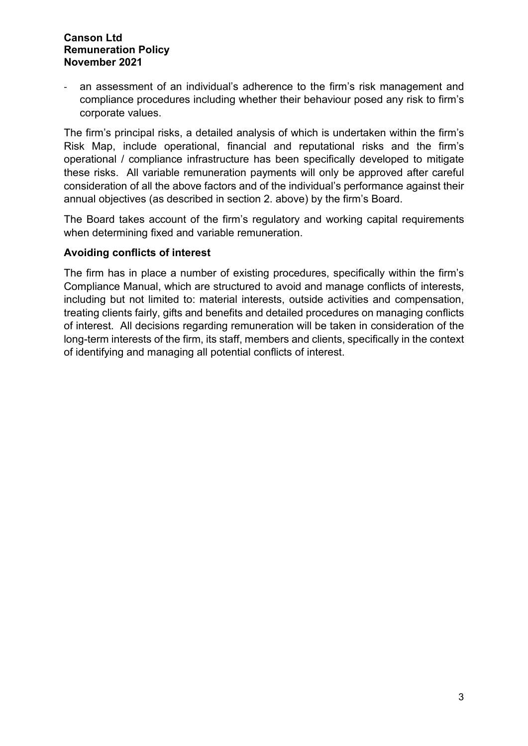- an assessment of an individual's adherence to the firm's risk management and compliance procedures including whether their behaviour posed any risk to firm's corporate values.

The firm's principal risks, a detailed analysis of which is undertaken within the firm's Risk Map, include operational, financial and reputational risks and the firm's operational / compliance infrastructure has been specifically developed to mitigate these risks. All variable remuneration payments will only be approved after careful consideration of all the above factors and of the individual's performance against their annual objectives (as described in section 2. above) by the firm's Board.

The Board takes account of the firm's regulatory and working capital requirements when determining fixed and variable remuneration.

**Avoiding conflicts of interest**

The firm has in place a number of existing procedures, specifically within the firm's Compliance Manual, which are structured to avoid and manage conflicts of interests, including but not limited to: material interests, outside activities and compensation, treating clients fairly, gifts and benefits and detailed procedures on managing conflicts of interest. All decisions regarding remuneration will be taken in consideration of the long-term interests of the firm, its staff, members and clients, specifically in the context of identifying and managing all potential conflicts of interest.